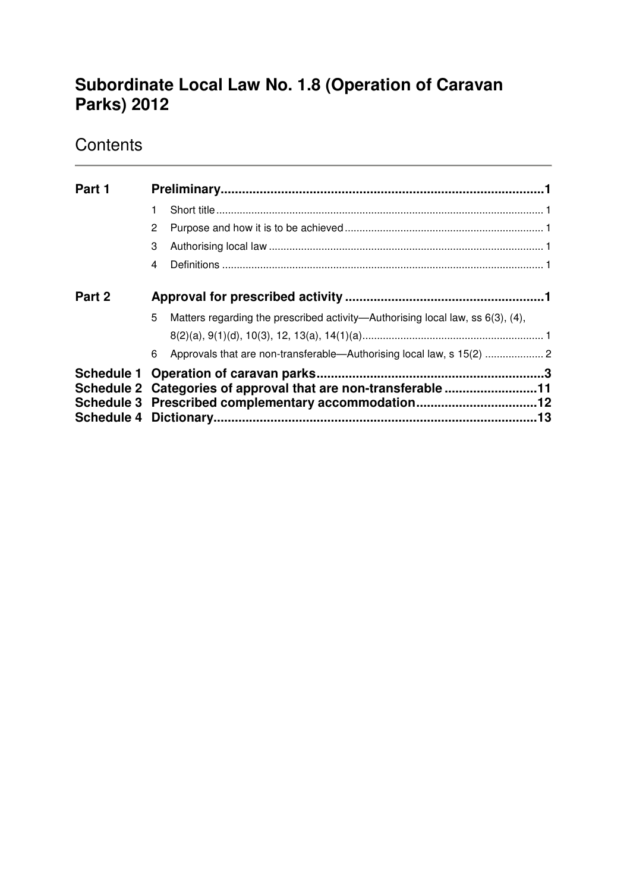# Subordinate Local Law No. 1.8 (Operation of Caravan Parks) 2012

## Contents

| | | | |
|---|---|---|---|
| **Part 1** | | **Preliminary** | **1** |
| | 1 | Short title | 1 |
| | 2 | Purpose and how it is to be achieved | 1 |
| | 3 | Authorising local law | 1 |
| | 4 | Definitions | 1 |
| **Part 2** | | **Approval for prescribed activity** | **1** |
| | 5 | Matters regarding the prescribed activity—Authorising local law, ss 6(3), (4), 8(2)(a), 9(1)(d), 10(3), 12, 13(a), 14(1)(a) | 1 |
| | 6 | Approvals that are non-transferable—Authorising local law, s 15(2) | 2 |
| **Schedule 1** | | **Operation of caravan parks** | **3** |
| **Schedule 2** | | **Categories of approval that are non-transferable** | **11** |
| **Schedule 3** | | **Prescribed complementary accommodation** | **12** |
| **Schedule 4** | | **Dictionary** | **13** |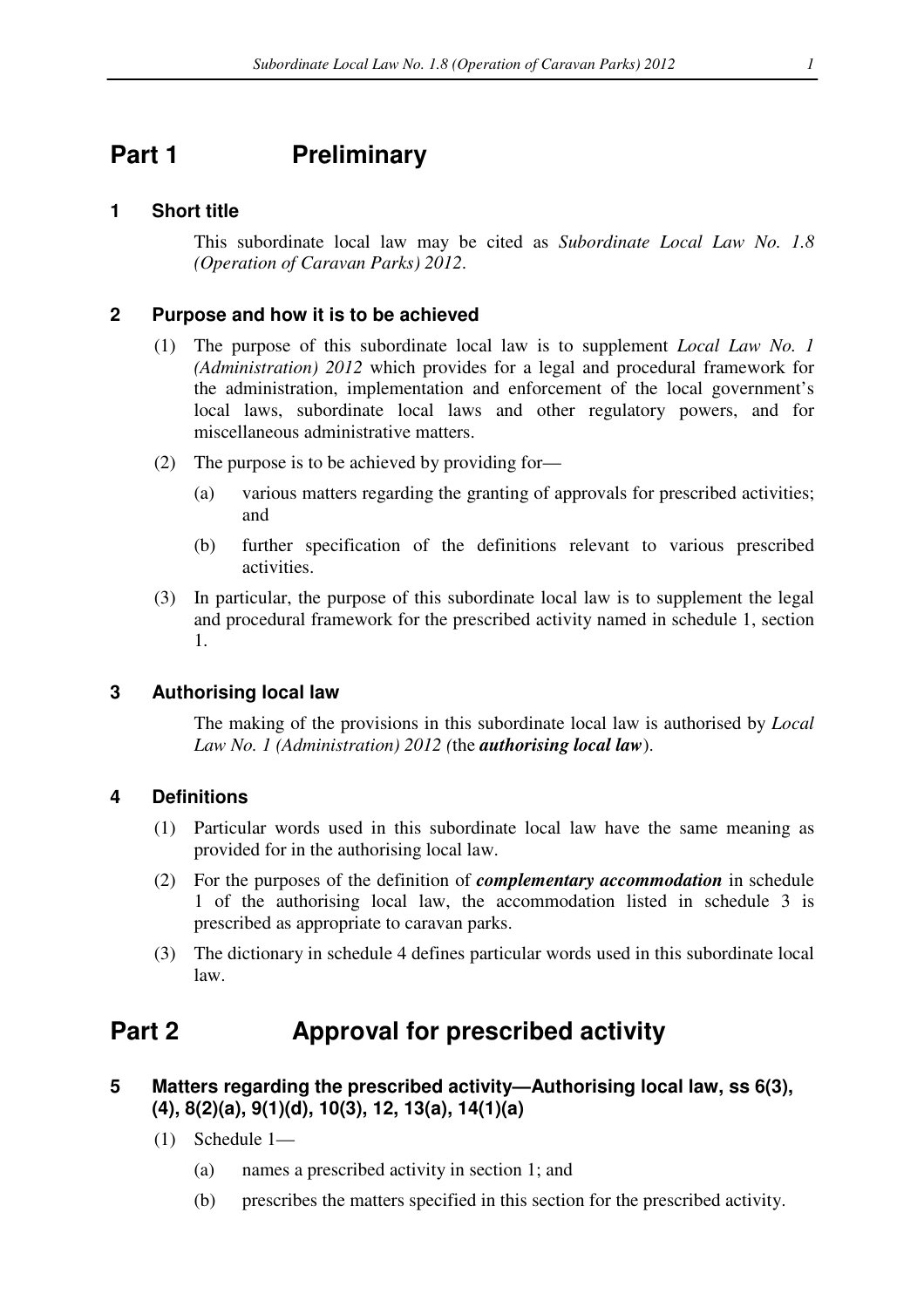# Part 1 Preliminary

## 1 Short title

This subordinate local law may be cited as *Subordinate Local Law No. 1.8 (Operation of Caravan Parks) 2012*.

## 2 Purpose and how it is to be achieved

(1) The purpose of this subordinate local law is to supplement *Local Law No. 1 (Administration) 2012* which provides for a legal and procedural framework for the administration, implementation and enforcement of the local government's local laws, subordinate local laws and other regulatory powers, and for miscellaneous administrative matters.

(2) The purpose is to be achieved by providing for—

(a) various matters regarding the granting of approvals for prescribed activities; and

(b) further specification of the definitions relevant to various prescribed activities.

(3) In particular, the purpose of this subordinate local law is to supplement the legal and procedural framework for the prescribed activity named in schedule 1, section 1.

## 3 Authorising local law

The making of the provisions in this subordinate local law is authorised by *Local Law No. 1 (Administration) 2012 (*the ***authorising local law***).

## 4 Definitions

(1) Particular words used in this subordinate local law have the same meaning as provided for in the authorising local law.

(2) For the purposes of the definition of ***complementary accommodation*** in schedule 1 of the authorising local law, the accommodation listed in schedule 3 is prescribed as appropriate to caravan parks.

(3) The dictionary in schedule 4 defines particular words used in this subordinate local law.

# Part 2 Approval for prescribed activity

## 5 Matters regarding the prescribed activity—Authorising local law, ss 6(3), (4), 8(2)(a), 9(1)(d), 10(3), 12, 13(a), 14(1)(a)

(1) Schedule 1—

(a) names a prescribed activity in section 1; and

(b) prescribes the matters specified in this section for the prescribed activity.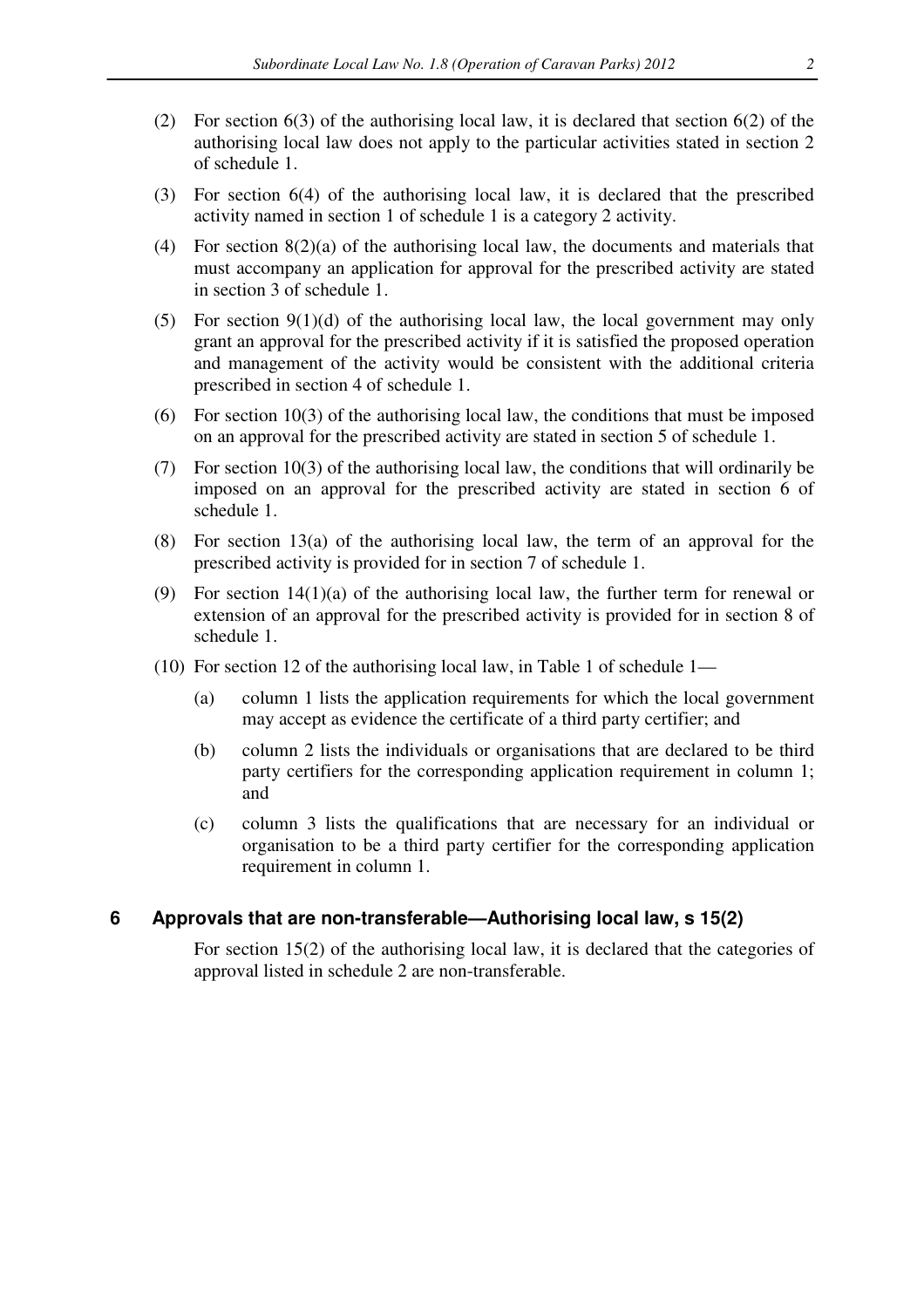(2) For section 6(3) of the authorising local law, it is declared that section 6(2) of the authorising local law does not apply to the particular activities stated in section 2 of schedule 1.

(3) For section 6(4) of the authorising local law, it is declared that the prescribed activity named in section 1 of schedule 1 is a category 2 activity.

(4) For section 8(2)(a) of the authorising local law, the documents and materials that must accompany an application for approval for the prescribed activity are stated in section 3 of schedule 1.

(5) For section 9(1)(d) of the authorising local law, the local government may only grant an approval for the prescribed activity if it is satisfied the proposed operation and management of the activity would be consistent with the additional criteria prescribed in section 4 of schedule 1.

(6) For section 10(3) of the authorising local law, the conditions that must be imposed on an approval for the prescribed activity are stated in section 5 of schedule 1.

(7) For section 10(3) of the authorising local law, the conditions that will ordinarily be imposed on an approval for the prescribed activity are stated in section 6 of schedule 1.

(8) For section 13(a) of the authorising local law, the term of an approval for the prescribed activity is provided for in section 7 of schedule 1.

(9) For section 14(1)(a) of the authorising local law, the further term for renewal or extension of an approval for the prescribed activity is provided for in section 8 of schedule 1.

(10) For section 12 of the authorising local law, in Table 1 of schedule 1—

(a) column 1 lists the application requirements for which the local government may accept as evidence the certificate of a third party certifier; and

(b) column 2 lists the individuals or organisations that are declared to be third party certifiers for the corresponding application requirement in column 1; and

(c) column 3 lists the qualifications that are necessary for an individual or organisation to be a third party certifier for the corresponding application requirement in column 1.

## 6 Approvals that are non-transferable—Authorising local law, s 15(2)

For section 15(2) of the authorising local law, it is declared that the categories of approval listed in schedule 2 are non-transferable.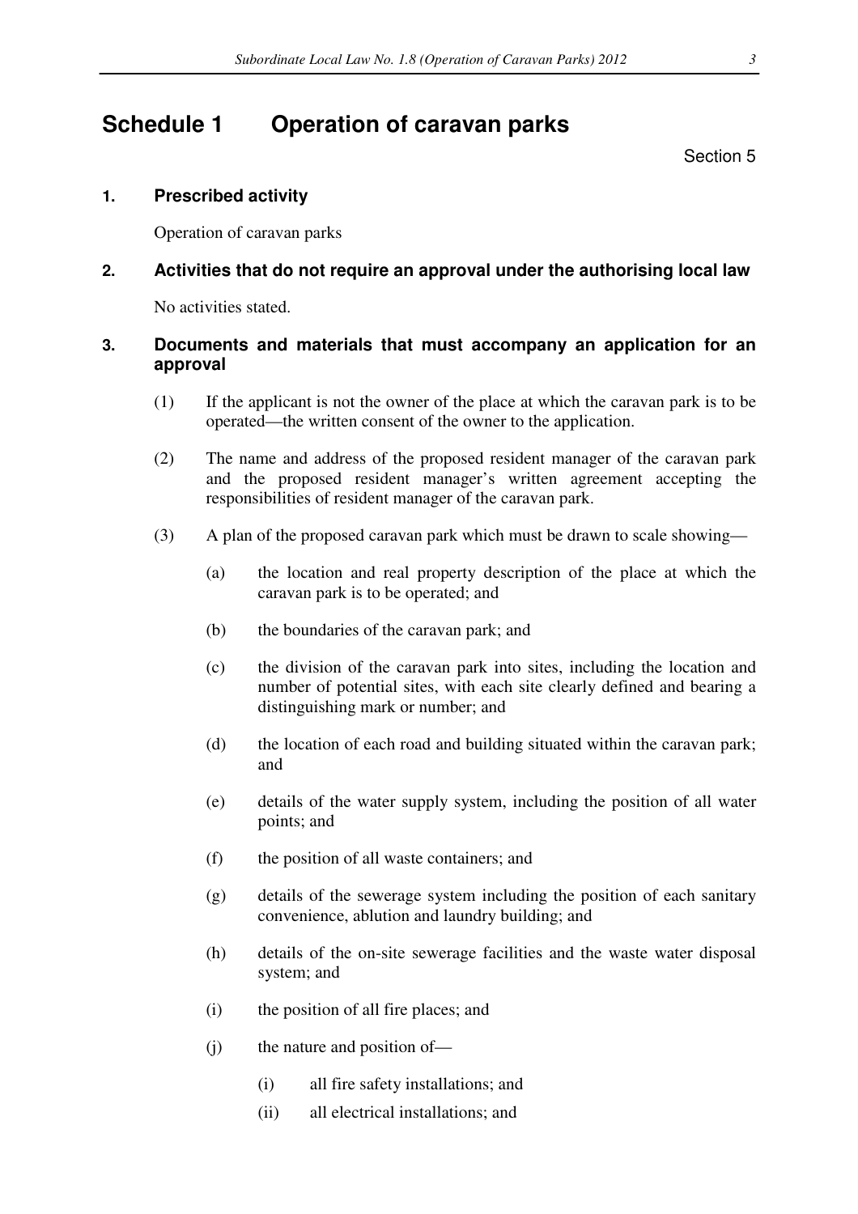# Schedule 1 Operation of caravan parks

Section 5

### 1. Prescribed activity

Operation of caravan parks

### 2. Activities that do not require an approval under the authorising local law

No activities stated.

### 3. Documents and materials that must accompany an application for an approval

(1) If the applicant is not the owner of the place at which the caravan park is to be operated—the written consent of the owner to the application.

(2) The name and address of the proposed resident manager of the caravan park and the proposed resident manager's written agreement accepting the responsibilities of resident manager of the caravan park.

(3) A plan of the proposed caravan park which must be drawn to scale showing—

(a) the location and real property description of the place at which the caravan park is to be operated; and

(b) the boundaries of the caravan park; and

(c) the division of the caravan park into sites, including the location and number of potential sites, with each site clearly defined and bearing a distinguishing mark or number; and

(d) the location of each road and building situated within the caravan park; and

(e) details of the water supply system, including the position of all water points; and

(f) the position of all waste containers; and

(g) details of the sewerage system including the position of each sanitary convenience, ablution and laundry building; and

(h) details of the on-site sewerage facilities and the waste water disposal system; and

(i) the position of all fire places; and

(j) the nature and position of—

(i) all fire safety installations; and

(ii) all electrical installations; and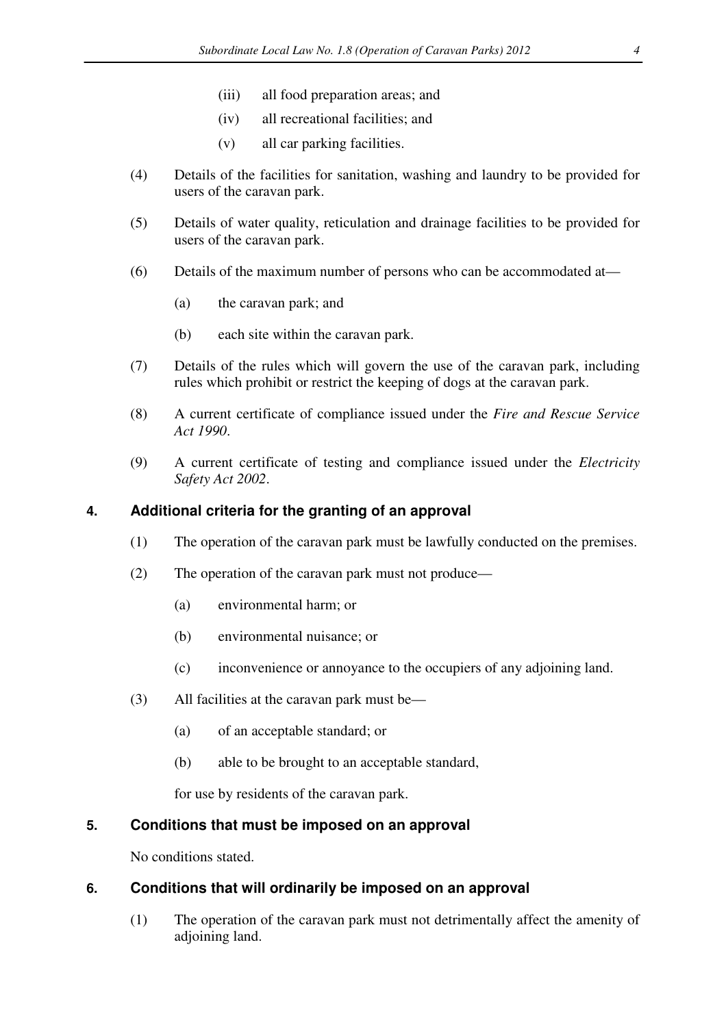(iii) all food preparation areas; and

(iv) all recreational facilities; and

(v) all car parking facilities.

(4) Details of the facilities for sanitation, washing and laundry to be provided for users of the caravan park.

(5) Details of water quality, reticulation and drainage facilities to be provided for users of the caravan park.

(6) Details of the maximum number of persons who can be accommodated at—

(a) the caravan park; and

(b) each site within the caravan park.

(7) Details of the rules which will govern the use of the caravan park, including rules which prohibit or restrict the keeping of dogs at the caravan park.

(8) A current certificate of compliance issued under the *Fire and Rescue Service Act 1990*.

(9) A current certificate of testing and compliance issued under the *Electricity Safety Act 2002*.

### 4. Additional criteria for the granting of an approval

(1) The operation of the caravan park must be lawfully conducted on the premises.

(2) The operation of the caravan park must not produce—

(a) environmental harm; or

(b) environmental nuisance; or

(c) inconvenience or annoyance to the occupiers of any adjoining land.

(3) All facilities at the caravan park must be—

(a) of an acceptable standard; or

(b) able to be brought to an acceptable standard,

for use by residents of the caravan park.

### 5. Conditions that must be imposed on an approval

No conditions stated.

### 6. Conditions that will ordinarily be imposed on an approval

(1) The operation of the caravan park must not detrimentally affect the amenity of adjoining land.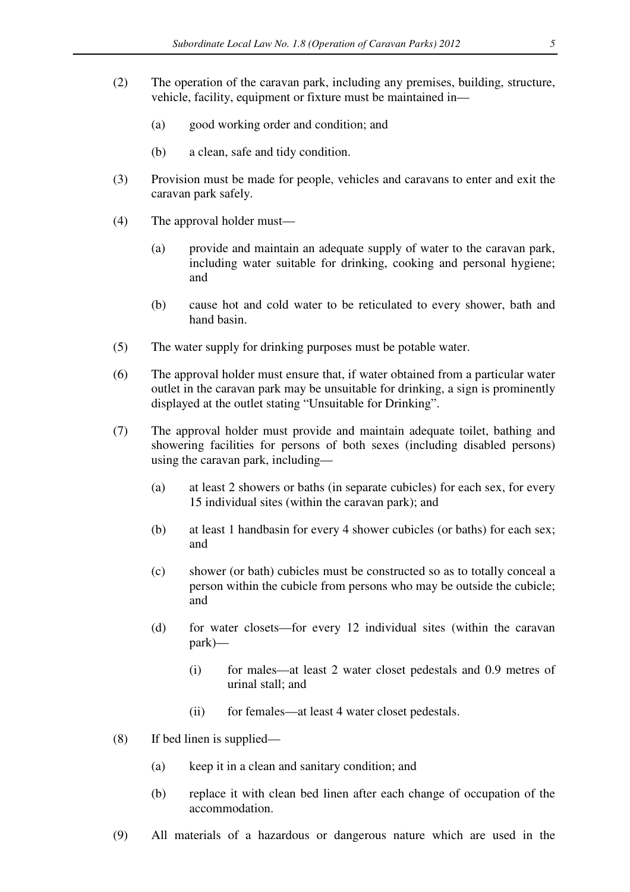(2) The operation of the caravan park, including any premises, building, structure, vehicle, facility, equipment or fixture must be maintained in—

  (a) good working order and condition; and

  (b) a clean, safe and tidy condition.

(3) Provision must be made for people, vehicles and caravans to enter and exit the caravan park safely.

(4) The approval holder must—

  (a) provide and maintain an adequate supply of water to the caravan park, including water suitable for drinking, cooking and personal hygiene; and

  (b) cause hot and cold water to be reticulated to every shower, bath and hand basin.

(5) The water supply for drinking purposes must be potable water.

(6) The approval holder must ensure that, if water obtained from a particular water outlet in the caravan park may be unsuitable for drinking, a sign is prominently displayed at the outlet stating "Unsuitable for Drinking".

(7) The approval holder must provide and maintain adequate toilet, bathing and showering facilities for persons of both sexes (including disabled persons) using the caravan park, including—

  (a) at least 2 showers or baths (in separate cubicles) for each sex, for every 15 individual sites (within the caravan park); and

  (b) at least 1 handbasin for every 4 shower cubicles (or baths) for each sex; and

  (c) shower (or bath) cubicles must be constructed so as to totally conceal a person within the cubicle from persons who may be outside the cubicle; and

  (d) for water closets—for every 12 individual sites (within the caravan park)—

    (i) for males—at least 2 water closet pedestals and 0.9 metres of urinal stall; and

    (ii) for females—at least 4 water closet pedestals.

(8) If bed linen is supplied—

  (a) keep it in a clean and sanitary condition; and

  (b) replace it with clean bed linen after each change of occupation of the accommodation.

(9) All materials of a hazardous or dangerous nature which are used in the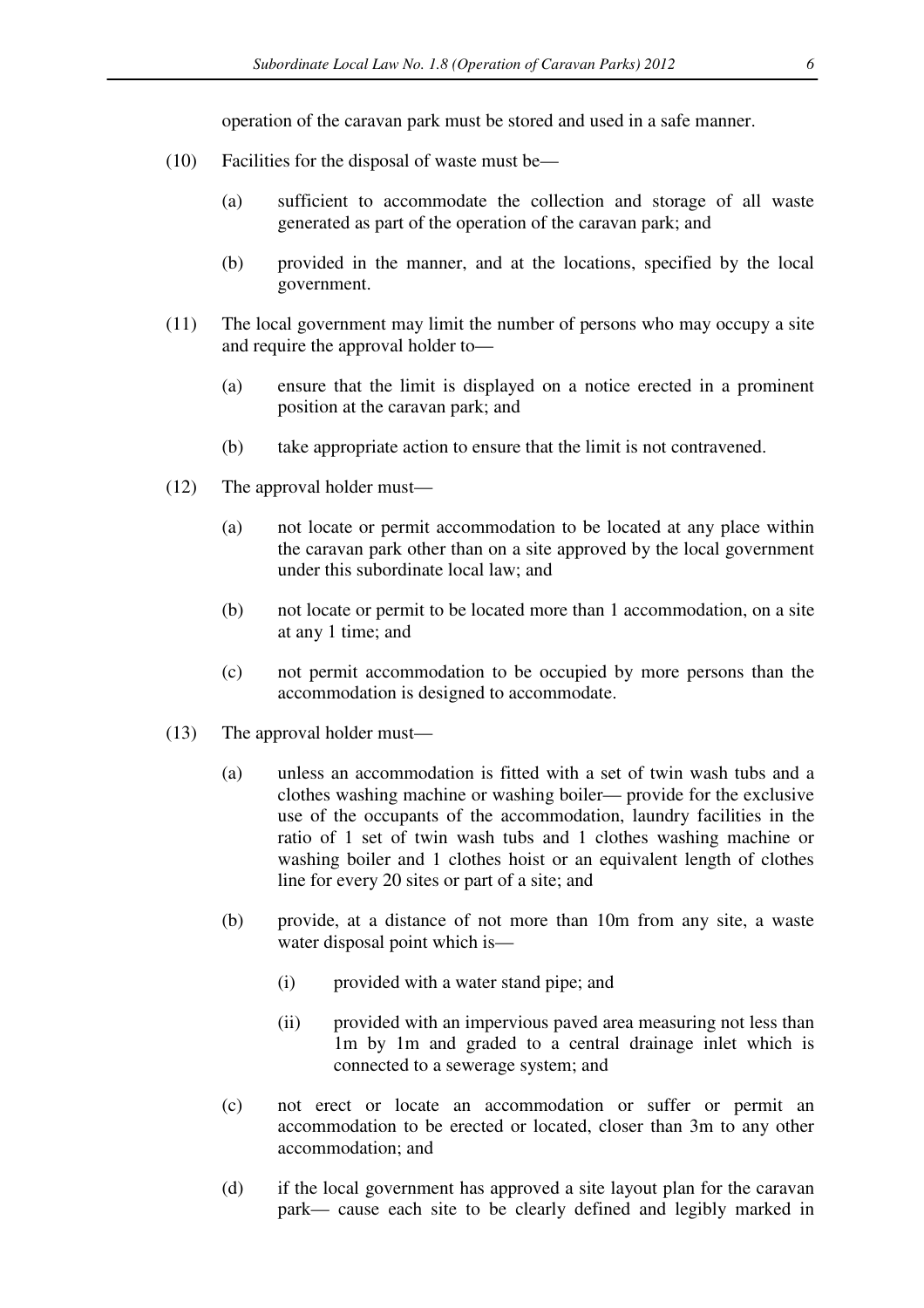operation of the caravan park must be stored and used in a safe manner.

(10) Facilities for the disposal of waste must be—

(a) sufficient to accommodate the collection and storage of all waste generated as part of the operation of the caravan park; and

(b) provided in the manner, and at the locations, specified by the local government.

(11) The local government may limit the number of persons who may occupy a site and require the approval holder to—

(a) ensure that the limit is displayed on a notice erected in a prominent position at the caravan park; and

(b) take appropriate action to ensure that the limit is not contravened.

(12) The approval holder must—

(a) not locate or permit accommodation to be located at any place within the caravan park other than on a site approved by the local government under this subordinate local law; and

(b) not locate or permit to be located more than 1 accommodation, on a site at any 1 time; and

(c) not permit accommodation to be occupied by more persons than the accommodation is designed to accommodate.

(13) The approval holder must—

(a) unless an accommodation is fitted with a set of twin wash tubs and a clothes washing machine or washing boiler— provide for the exclusive use of the occupants of the accommodation, laundry facilities in the ratio of 1 set of twin wash tubs and 1 clothes washing machine or washing boiler and 1 clothes hoist or an equivalent length of clothes line for every 20 sites or part of a site; and

(b) provide, at a distance of not more than 10m from any site, a waste water disposal point which is—

(i) provided with a water stand pipe; and

(ii) provided with an impervious paved area measuring not less than 1m by 1m and graded to a central drainage inlet which is connected to a sewerage system; and

(c) not erect or locate an accommodation or suffer or permit an accommodation to be erected or located, closer than 3m to any other accommodation; and

(d) if the local government has approved a site layout plan for the caravan park— cause each site to be clearly defined and legibly marked in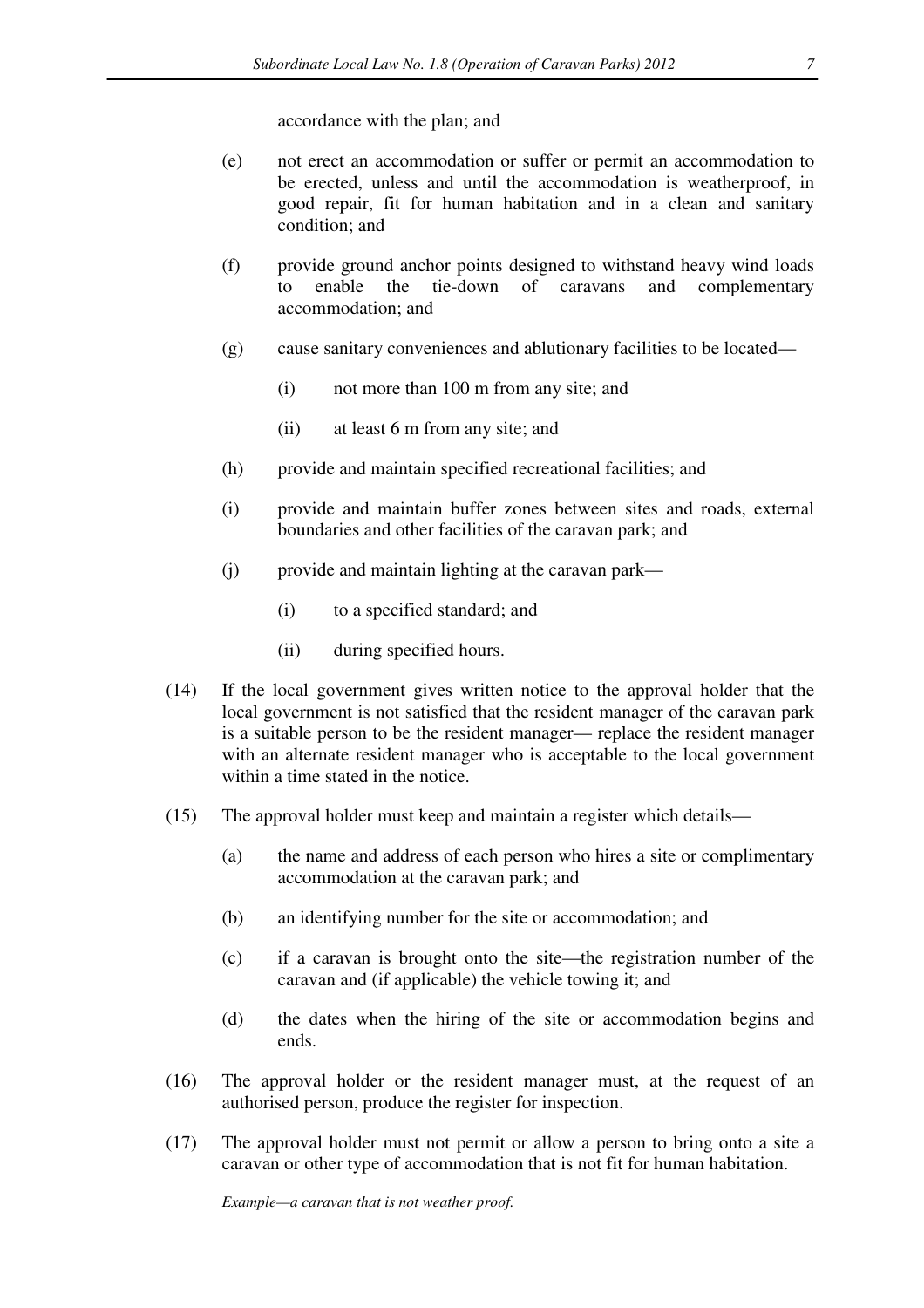accordance with the plan; and

(e) not erect an accommodation or suffer or permit an accommodation to be erected, unless and until the accommodation is weatherproof, in good repair, fit for human habitation and in a clean and sanitary condition; and

(f) provide ground anchor points designed to withstand heavy wind loads to enable the tie-down of caravans and complementary accommodation; and

(g) cause sanitary conveniences and ablutionary facilities to be located—

(i) not more than 100 m from any site; and

(ii) at least 6 m from any site; and

(h) provide and maintain specified recreational facilities; and

(i) provide and maintain buffer zones between sites and roads, external boundaries and other facilities of the caravan park; and

(j) provide and maintain lighting at the caravan park—

(i) to a specified standard; and

(ii) during specified hours.

(14) If the local government gives written notice to the approval holder that the local government is not satisfied that the resident manager of the caravan park is a suitable person to be the resident manager— replace the resident manager with an alternate resident manager who is acceptable to the local government within a time stated in the notice.

(15) The approval holder must keep and maintain a register which details—

(a) the name and address of each person who hires a site or complimentary accommodation at the caravan park; and

(b) an identifying number for the site or accommodation; and

(c) if a caravan is brought onto the site—the registration number of the caravan and (if applicable) the vehicle towing it; and

(d) the dates when the hiring of the site or accommodation begins and ends.

(16) The approval holder or the resident manager must, at the request of an authorised person, produce the register for inspection.

(17) The approval holder must not permit or allow a person to bring onto a site a caravan or other type of accommodation that is not fit for human habitation.

*Example—a caravan that is not weather proof.*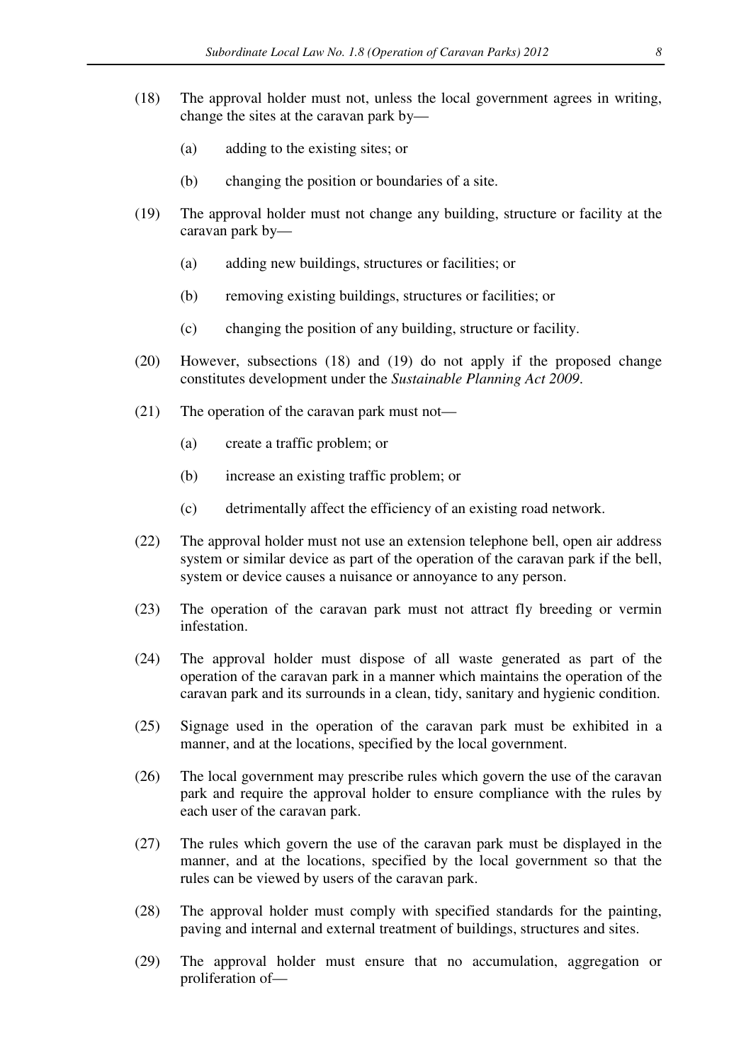(18) The approval holder must not, unless the local government agrees in writing, change the sites at the caravan park by—

(a) adding to the existing sites; or

(b) changing the position or boundaries of a site.

(19) The approval holder must not change any building, structure or facility at the caravan park by—

(a) adding new buildings, structures or facilities; or

(b) removing existing buildings, structures or facilities; or

(c) changing the position of any building, structure or facility.

(20) However, subsections (18) and (19) do not apply if the proposed change constitutes development under the *Sustainable Planning Act 2009*.

(21) The operation of the caravan park must not—

(a) create a traffic problem; or

(b) increase an existing traffic problem; or

(c) detrimentally affect the efficiency of an existing road network.

(22) The approval holder must not use an extension telephone bell, open air address system or similar device as part of the operation of the caravan park if the bell, system or device causes a nuisance or annoyance to any person.

(23) The operation of the caravan park must not attract fly breeding or vermin infestation.

(24) The approval holder must dispose of all waste generated as part of the operation of the caravan park in a manner which maintains the operation of the caravan park and its surrounds in a clean, tidy, sanitary and hygienic condition.

(25) Signage used in the operation of the caravan park must be exhibited in a manner, and at the locations, specified by the local government.

(26) The local government may prescribe rules which govern the use of the caravan park and require the approval holder to ensure compliance with the rules by each user of the caravan park.

(27) The rules which govern the use of the caravan park must be displayed in the manner, and at the locations, specified by the local government so that the rules can be viewed by users of the caravan park.

(28) The approval holder must comply with specified standards for the painting, paving and internal and external treatment of buildings, structures and sites.

(29) The approval holder must ensure that no accumulation, aggregation or proliferation of—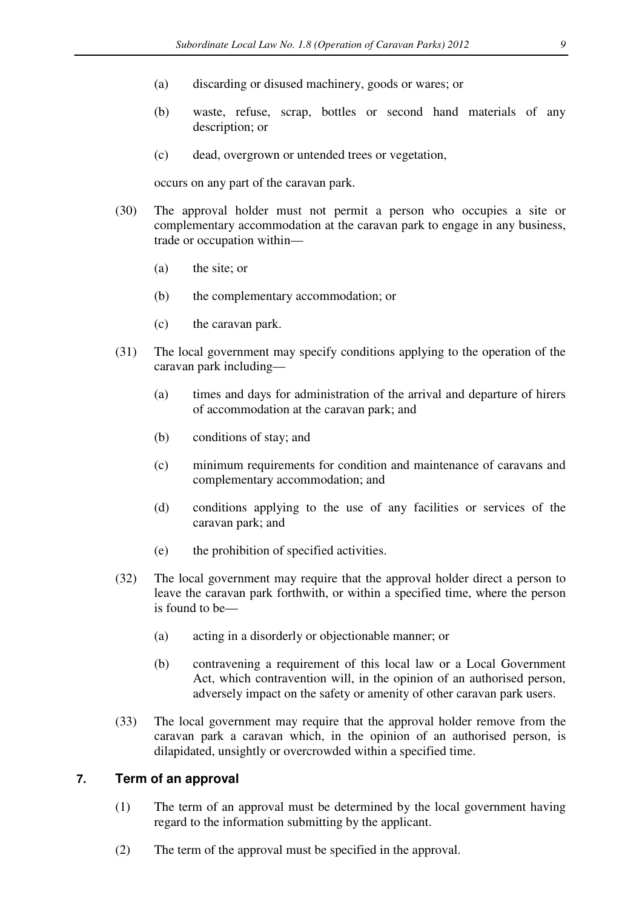(a) discarding or disused machinery, goods or wares; or

(b) waste, refuse, scrap, bottles or second hand materials of any description; or

(c) dead, overgrown or untended trees or vegetation,

occurs on any part of the caravan park.

(30) The approval holder must not permit a person who occupies a site or complementary accommodation at the caravan park to engage in any business, trade or occupation within—

(a) the site; or

(b) the complementary accommodation; or

(c) the caravan park.

(31) The local government may specify conditions applying to the operation of the caravan park including—

(a) times and days for administration of the arrival and departure of hirers of accommodation at the caravan park; and

(b) conditions of stay; and

(c) minimum requirements for condition and maintenance of caravans and complementary accommodation; and

(d) conditions applying to the use of any facilities or services of the caravan park; and

(e) the prohibition of specified activities.

(32) The local government may require that the approval holder direct a person to leave the caravan park forthwith, or within a specified time, where the person is found to be—

(a) acting in a disorderly or objectionable manner; or

(b) contravening a requirement of this local law or a Local Government Act, which contravention will, in the opinion of an authorised person, adversely impact on the safety or amenity of other caravan park users.

(33) The local government may require that the approval holder remove from the caravan park a caravan which, in the opinion of an authorised person, is dilapidated, unsightly or overcrowded within a specified time.

## 7. Term of an approval

(1) The term of an approval must be determined by the local government having regard to the information submitting by the applicant.

(2) The term of the approval must be specified in the approval.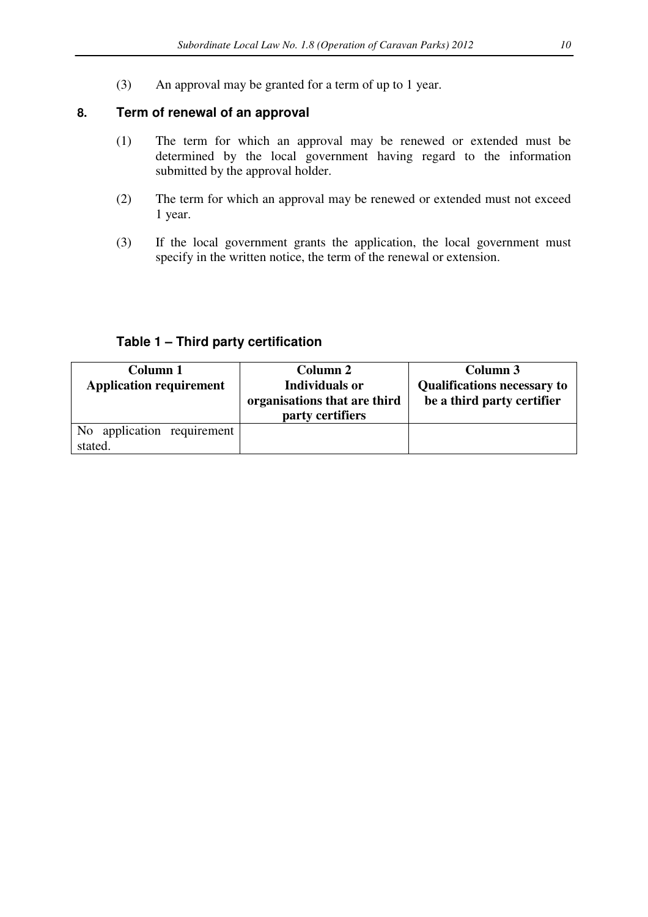(3) An approval may be granted for a term of up to 1 year.

### 8. Term of renewal of an approval

(1) The term for which an approval may be renewed or extended must be determined by the local government having regard to the information submitted by the approval holder.

(2) The term for which an approval may be renewed or extended must not exceed 1 year.

(3) If the local government grants the application, the local government must specify in the written notice, the term of the renewal or extension.

### Table 1 – Third party certification

| Column 1 Application requirement | Column 2 Individuals or organisations that are third party certifiers | Column 3 Qualifications necessary to be a third party certifier |
|---|---|---|
| No application requirement stated. | | |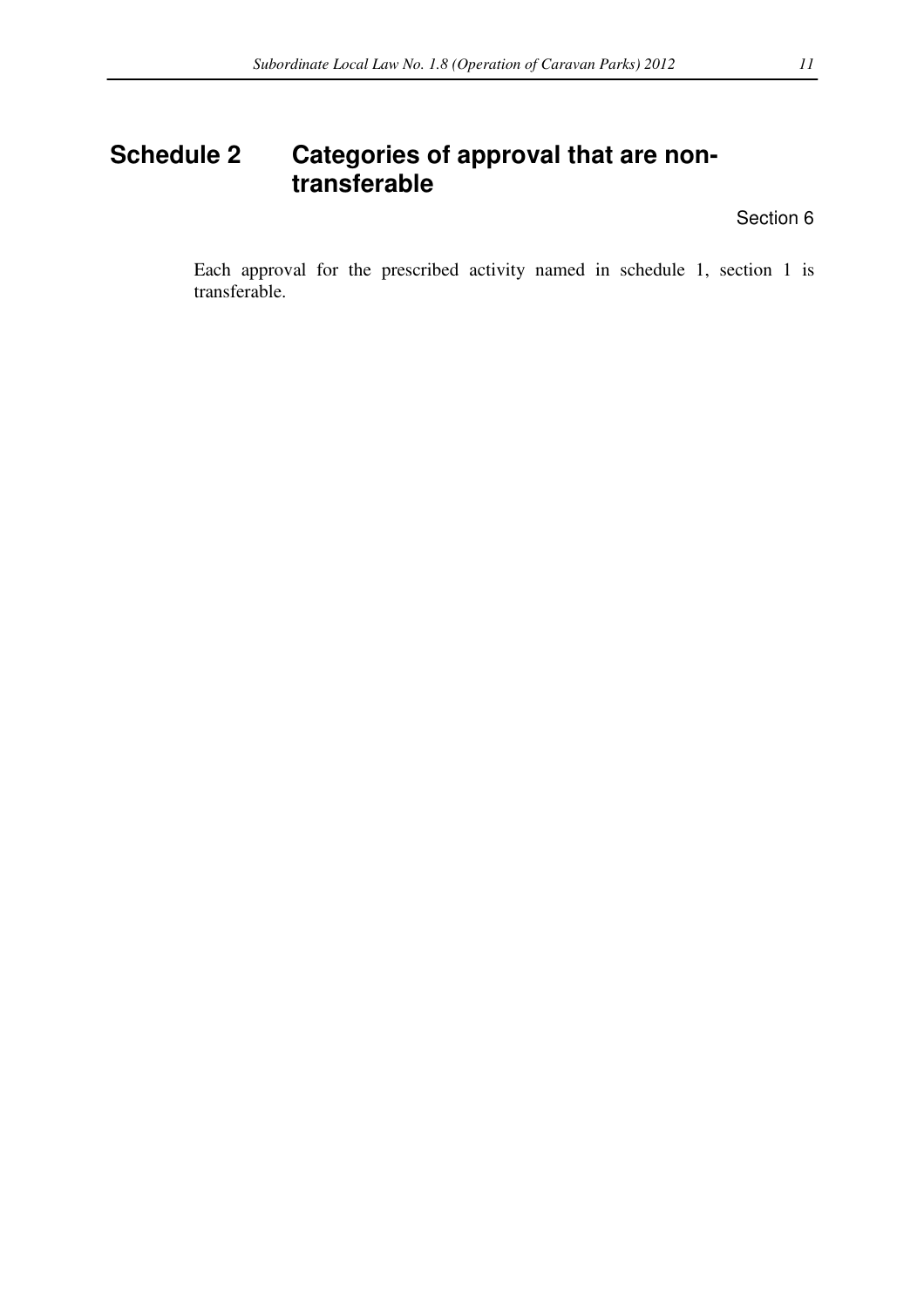# Schedule 2 Categories of approval that are non-transferable

Section 6

Each approval for the prescribed activity named in schedule 1, section 1 is transferable.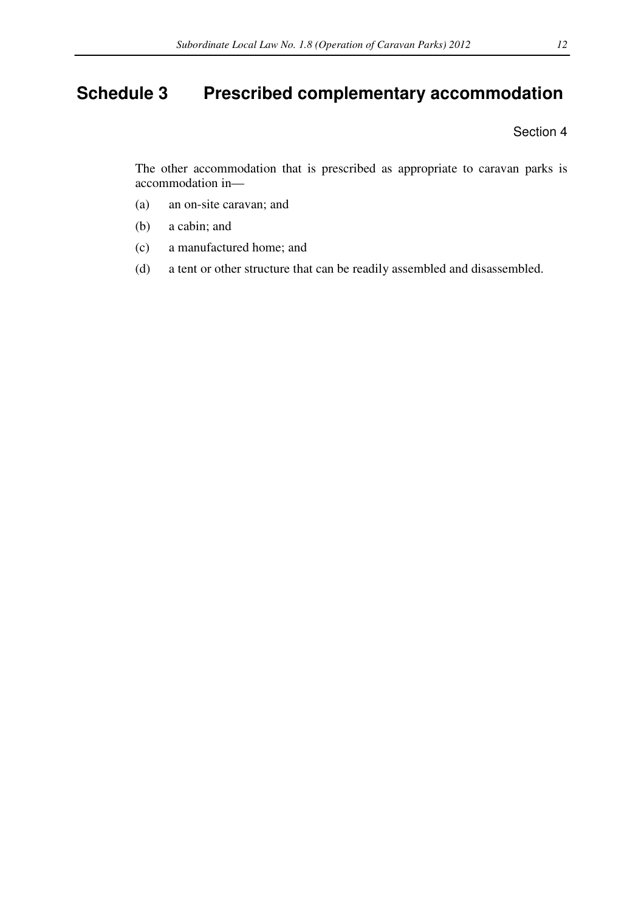# Schedule 3 Prescribed complementary accommodation

Section 4

The other accommodation that is prescribed as appropriate to caravan parks is accommodation in—

(a) an on-site caravan; and

(b) a cabin; and

(c) a manufactured home; and

(d) a tent or other structure that can be readily assembled and disassembled.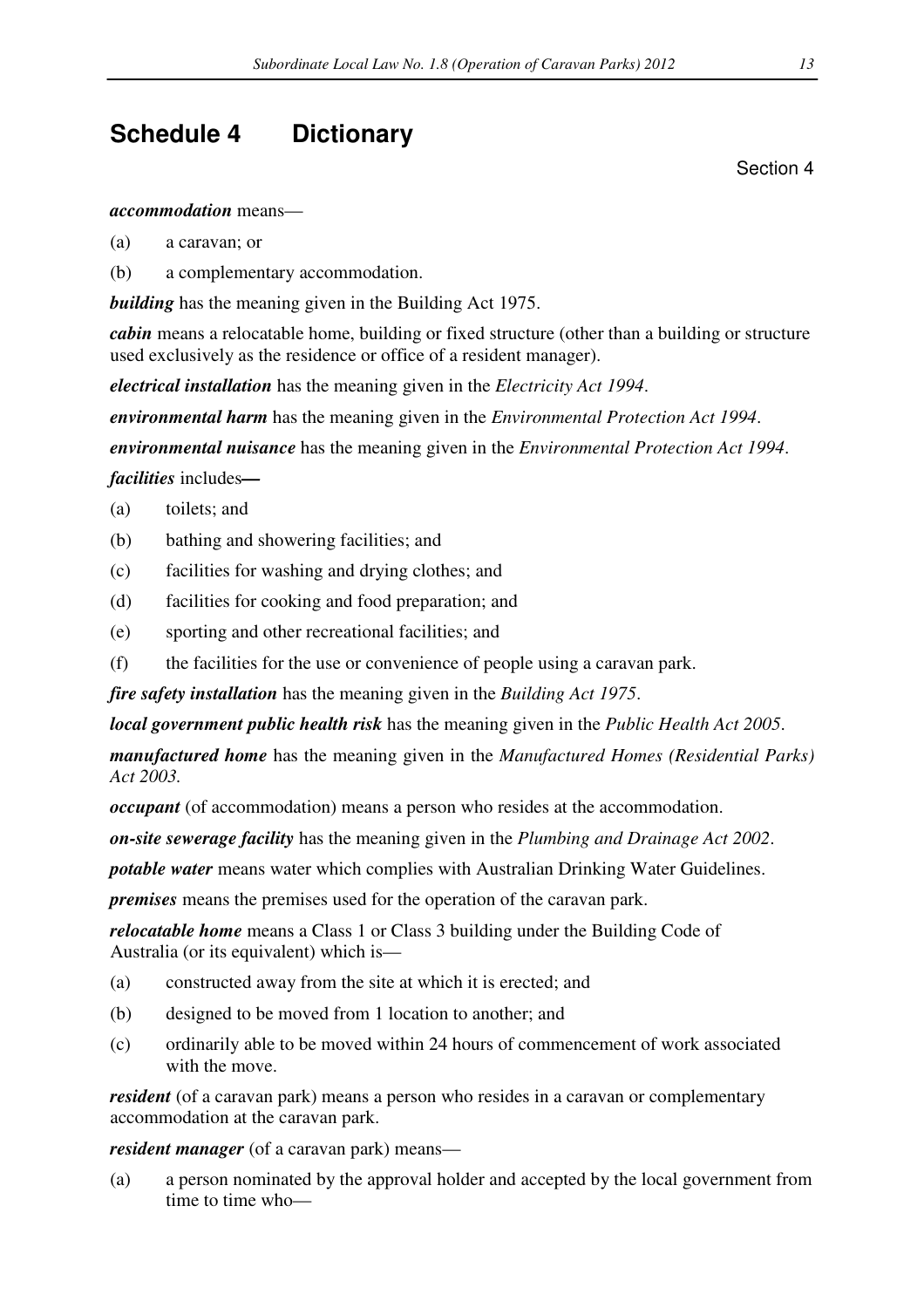# Schedule 4 Dictionary

Section 4

***accommodation*** means—

(a) a caravan; or

(b) a complementary accommodation.

***building*** has the meaning given in the Building Act 1975.

***cabin*** means a relocatable home, building or fixed structure (other than a building or structure used exclusively as the residence or office of a resident manager).

***electrical installation*** has the meaning given in the *Electricity Act 1994*.

***environmental harm*** has the meaning given in the *Environmental Protection Act 1994*.

***environmental nuisance*** has the meaning given in the *Environmental Protection Act 1994*.

***facilities*** includes**—**

(a) toilets; and

(b) bathing and showering facilities; and

(c) facilities for washing and drying clothes; and

(d) facilities for cooking and food preparation; and

(e) sporting and other recreational facilities; and

(f) the facilities for the use or convenience of people using a caravan park.

***fire safety installation*** has the meaning given in the *Building Act 1975*.

***local government public health risk*** has the meaning given in the *Public Health Act 2005*.

***manufactured home*** has the meaning given in the *Manufactured Homes (Residential Parks) Act 2003.*

***occupant*** (of accommodation) means a person who resides at the accommodation.

***on-site sewerage facility*** has the meaning given in the *Plumbing and Drainage Act 2002*.

***potable water*** means water which complies with Australian Drinking Water Guidelines.

***premises*** means the premises used for the operation of the caravan park.

***relocatable home*** means a Class 1 or Class 3 building under the Building Code of Australia (or its equivalent) which is—

(a) constructed away from the site at which it is erected; and

(b) designed to be moved from 1 location to another; and

(c) ordinarily able to be moved within 24 hours of commencement of work associated with the move.

***resident*** (of a caravan park) means a person who resides in a caravan or complementary accommodation at the caravan park.

***resident manager*** (of a caravan park) means—

(a) a person nominated by the approval holder and accepted by the local government from time to time who—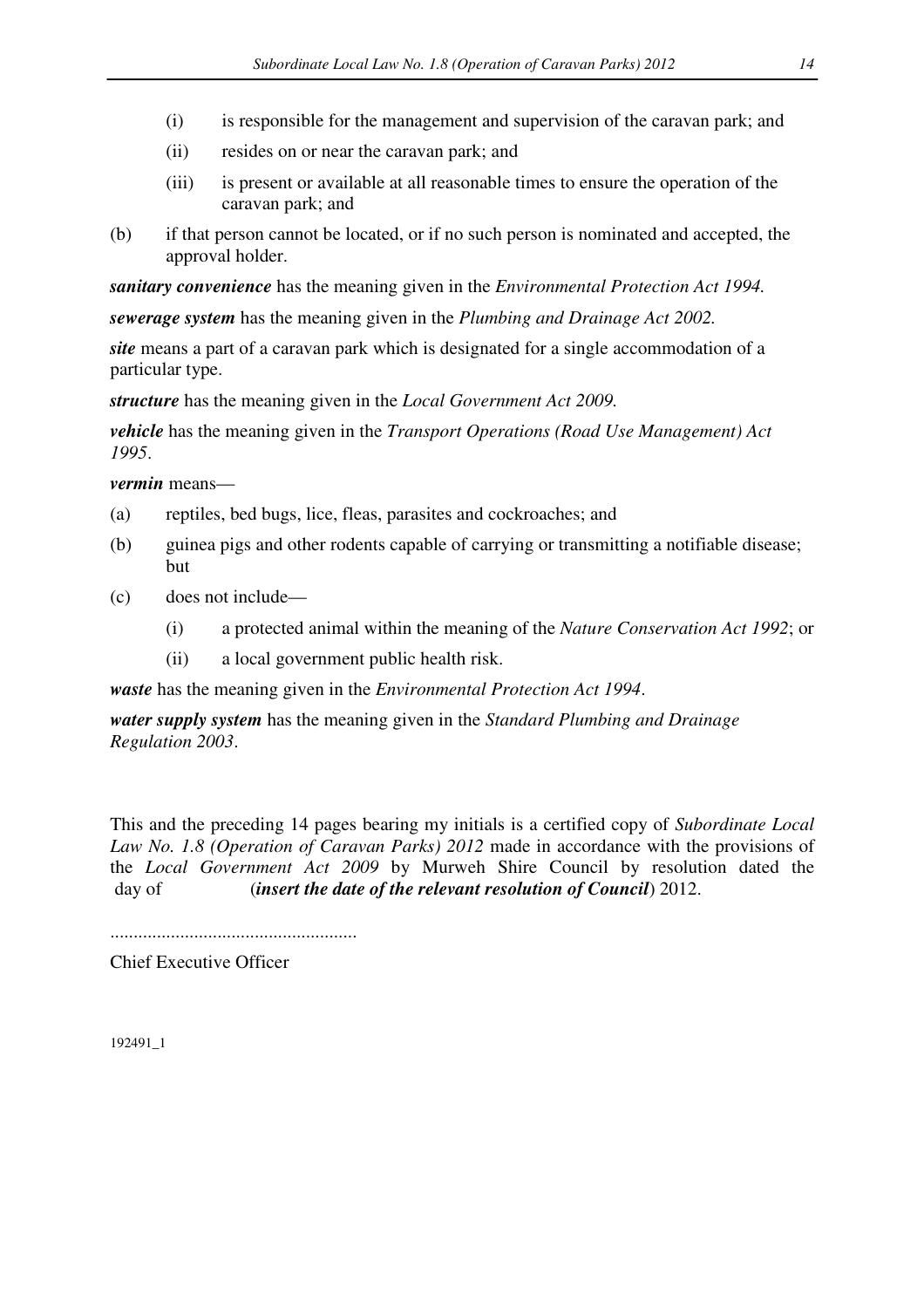(i) is responsible for the management and supervision of the caravan park; and

(ii) resides on or near the caravan park; and

(iii) is present or available at all reasonable times to ensure the operation of the caravan park; and

(b) if that person cannot be located, or if no such person is nominated and accepted, the approval holder.

***sanitary convenience*** has the meaning given in the *Environmental Protection Act 1994.*

***sewerage system*** has the meaning given in the *Plumbing and Drainage Act 2002.*

***site*** means a part of a caravan park which is designated for a single accommodation of a particular type.

***structure*** has the meaning given in the *Local Government Act 2009.*

***vehicle*** has the meaning given in the *Transport Operations (Road Use Management) Act 1995*.

***vermin*** means—

(a) reptiles, bed bugs, lice, fleas, parasites and cockroaches; and

(b) guinea pigs and other rodents capable of carrying or transmitting a notifiable disease; but

(c) does not include—

(i) a protected animal within the meaning of the *Nature Conservation Act 1992*; or

(ii) a local government public health risk.

***waste*** has the meaning given in the *Environmental Protection Act 1994*.

***water supply system*** has the meaning given in the *Standard Plumbing and Drainage Regulation 2003*.

This and the preceding 14 pages bearing my initials is a certified copy of *Subordinate Local Law No. 1.8 (Operation of Caravan Parks) 2012* made in accordance with the provisions of the *Local Government Act 2009* by Murweh Shire Council by resolution dated the day of (***insert the date of the relevant resolution of Council***) 2012.

.....................................................

Chief Executive Officer

192491_1